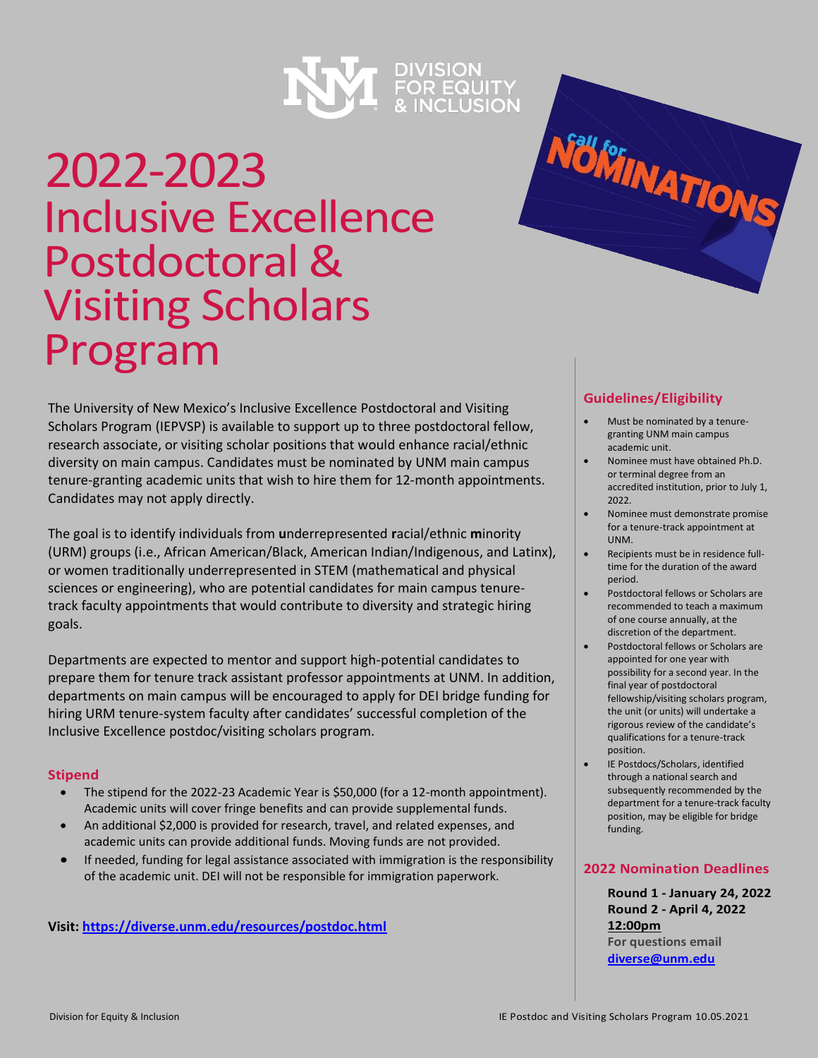DIVISION FOR EQUITY & INCLUSION

# 2022-2023 Inclusive Excellence Postdoctoral & Visiting Scholars Program

Call for NOMINATIONS

The University of New Mexico's Inclusive Excellence Postdoctoral and Visiting Scholars Program (IEPVSP) is available to support up to three postdoctoral fellow, research associate, or visiting scholar positions that would enhance racial/ethnic diversity on main campus. Candidates must be nominated by UNM main campus tenure-granting academic units that wish to hire them for 12-month appointments. Candidates may not apply directly.

The goal is to identify individuals from **u**nderrepresented **r**acial/ethnic **m**inority (URM) groups (i.e., African American/Black, American Indian/Indigenous, and Latinx), or women traditionally underrepresented in STEM (mathematical and physical sciences or engineering), who are potential candidates for main campus tenure-track faculty appointments that would contribute to diversity and strategic hiring goals.

Departments are expected to mentor and support high-potential candidates to prepare them for tenure track assistant professor appointments at UNM. In addition, departments on main campus will be encouraged to apply for DEI bridge funding for hiring URM tenure-system faculty after candidates' successful completion of the Inclusive Excellence postdoc/visiting scholars program.

### Stipend

- The stipend for the 2022-23 Academic Year is $50,000 (for a 12-month appointment). Academic units will cover fringe benefits and can provide supplemental funds.
- An additional $2,000 is provided for research, travel, and related expenses, and academic units can provide additional funds. Moving funds are not provided.
- If needed, funding for legal assistance associated with immigration is the responsibility of the academic unit. DEI will not be responsible for immigration paperwork.

**Visit: [https://diverse.unm.edu/resources/postdoc.html](https://diverse.unm.edu/resources/postdoc.html)**

### Guidelines/Eligibility

- Must be nominated by a tenure-granting UNM main campus academic unit.
- Nominee must have obtained Ph.D. or terminal degree from an accredited institution, prior to July 1, 2022.
- Nominee must demonstrate promise for a tenure-track appointment at UNM.
- Recipients must be in residence full-time for the duration of the award period.
- Postdoctoral fellows or Scholars are recommended to teach a maximum of one course annually, at the discretion of the department.
- Postdoctoral fellows or Scholars are appointed for one year with possibility for a second year. In the final year of postdoctoral fellowship/visiting scholars program, the unit (or units) will undertake a rigorous review of the candidate's qualifications for a tenure-track position.
- IE Postdocs/Scholars, identified through a national search and subsequently recommended by the department for a tenure-track faculty position, may be eligible for bridge funding.

### 2022 Nomination Deadlines

**Round 1 - January 24, 2022**
**Round 2 - April 4, 2022**
**12:00pm**

**For questions email [diverse@unm.edu](mailto:diverse@unm.edu)**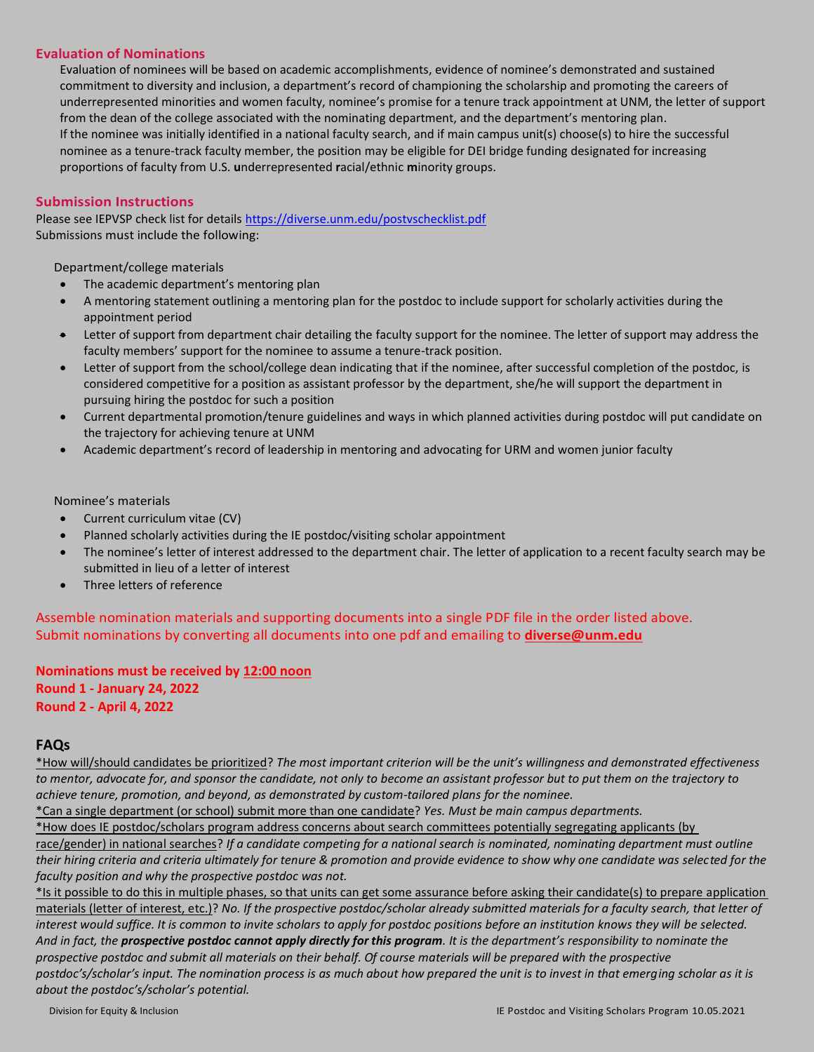## Evaluation of Nominations

Evaluation of nominees will be based on academic accomplishments, evidence of nominee's demonstrated and sustained commitment to diversity and inclusion, a department's record of championing the scholarship and promoting the careers of underrepresented minorities and women faculty, nominee's promise for a tenure track appointment at UNM, the letter of support from the dean of the college associated with the nominating department, and the department's mentoring plan.

If the nominee was initially identified in a national faculty search, and if main campus unit(s) choose(s) to hire the successful nominee as a tenure-track faculty member, the position may be eligible for DEI bridge funding designated for increasing proportions of faculty from U.S. **u**nderrepresented **r**acial/ethnic **m**inority groups.

## Submission Instructions

Please see IEPVSP check list for details https://diverse.unm.edu/postvschecklist.pdf

Submissions must include the following:

Department/college materials

- The academic department's mentoring plan
- A mentoring statement outlining a mentoring plan for the postdoc to include support for scholarly activities during the appointment period
- Letter of support from department chair detailing the faculty support for the nominee. The letter of support may address the faculty members' support for the nominee to assume a tenure-track position.
- Letter of support from the school/college dean indicating that if the nominee, after successful completion of the postdoc, is considered competitive for a position as assistant professor by the department, she/he will support the department in pursuing hiring the postdoc for such a position
- Current departmental promotion/tenure guidelines and ways in which planned activities during postdoc will put candidate on the trajectory for achieving tenure at UNM
- Academic department's record of leadership in mentoring and advocating for URM and women junior faculty

Nominee's materials

- Current curriculum vitae (CV)
- Planned scholarly activities during the IE postdoc/visiting scholar appointment
- The nominee's letter of interest addressed to the department chair. The letter of application to a recent faculty search may be submitted in lieu of a letter of interest
- Three letters of reference

Assemble nomination materials and supporting documents into a single PDF file in the order listed above.
Submit nominations by converting all documents into one pdf and emailing to **diverse@unm.edu**

**Nominations must be received by 12:00 noon**
**Round 1 - January 24, 2022**
**Round 2 - April 4, 2022**

## FAQs

*How will/should candidates be prioritized? *The most important criterion will be the unit's willingness and demonstrated effectiveness to mentor, advocate for, and sponsor the candidate, not only to become an assistant professor but to put them on the trajectory to achieve tenure, promotion, and beyond, as demonstrated by custom-tailored plans for the nominee.*

*Can a single department (or school) submit more than one candidate? *Yes. Must be main campus departments.*

*How does IE postdoc/scholars program address concerns about search committees potentially segregating applicants (by race/gender) in national searches? *If a candidate competing for a national search is nominated, nominating department must outline their hiring criteria and criteria ultimately for tenure & promotion and provide evidence to show why one candidate was selected for the faculty position and why the prospective postdoc was not.*

*Is it possible to do this in multiple phases, so that units can get some assurance before asking their candidate(s) to prepare application materials (letter of interest, etc.)? *No. If the prospective postdoc/scholar already submitted materials for a faculty search, that letter of interest would suffice. It is common to invite scholars to apply for postdoc positions before an institution knows they will be selected. And in fact, the **prospective postdoc cannot apply directly for this program**. It is the department's responsibility to nominate the prospective postdoc and submit all materials on their behalf. Of course materials will be prepared with the prospective postdoc's/scholar's input. The nomination process is as much about how prepared the unit is to invest in that emerging scholar as it is about the postdoc's/scholar's potential.*